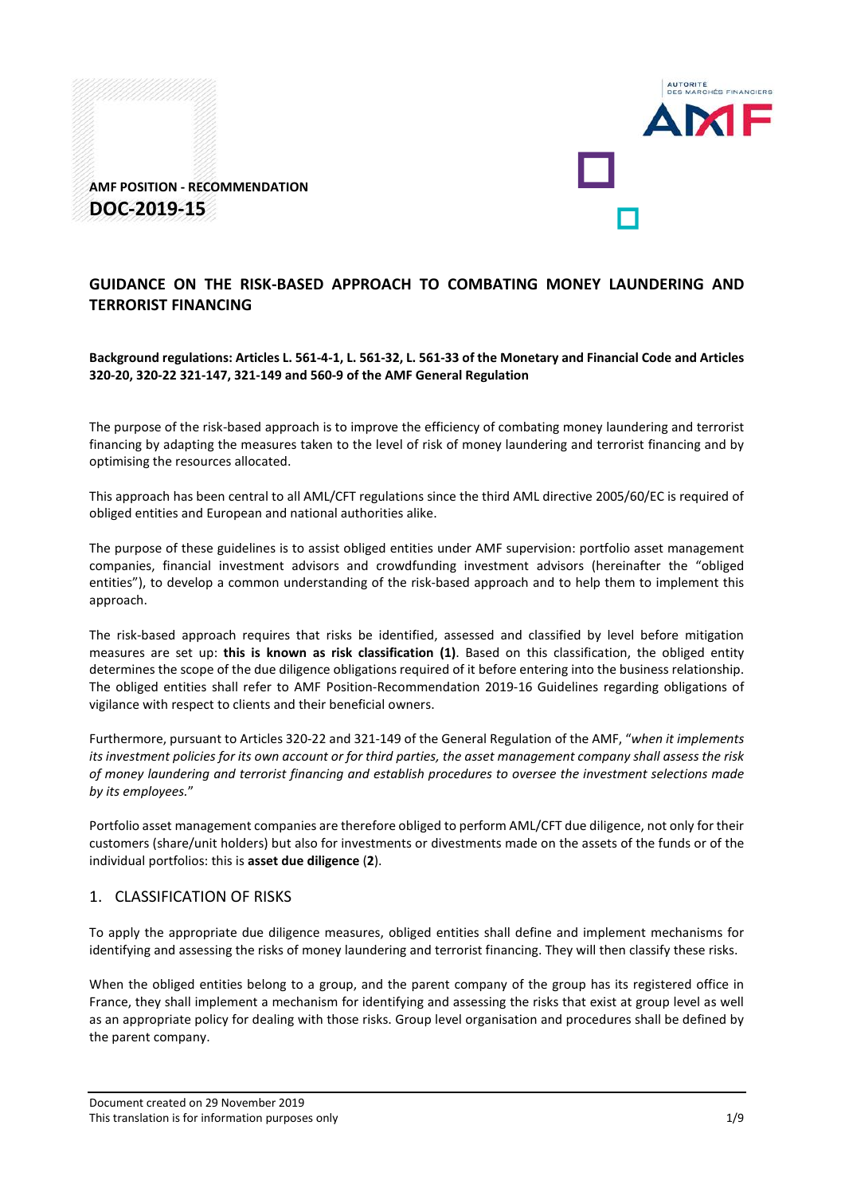AMF POSITION - RECOMMENDATION

**DOC-2019-15**

# GUIDANCE ON THE RISK-BASED APPROACH TO COMBATING MONEY LAUNDERING AND TERRORIST FINANCING

**Background regulations: Articles L. 561-4-1, L. 561-32, L. 561-33 of the Monetary and Financial Code and Articles 320-20, 320-22 321-147, 321-149 and 560-9 of the AMF General Regulation**

The purpose of the risk-based approach is to improve the efficiency of combating money laundering and terrorist financing by adapting the measures taken to the level of risk of money laundering and terrorist financing and by optimising the resources allocated.

This approach has been central to all AML/CFT regulations since the third AML directive 2005/60/EC is required of obliged entities and European and national authorities alike.

The purpose of these guidelines is to assist obliged entities under AMF supervision: portfolio asset management companies, financial investment advisors and crowdfunding investment advisors (hereinafter the "obliged entities"), to develop a common understanding of the risk-based approach and to help them to implement this approach.

The risk-based approach requires that risks be identified, assessed and classified by level before mitigation measures are set up: **this is known as risk classification (1)**. Based on this classification, the obliged entity determines the scope of the due diligence obligations required of it before entering into the business relationship. The obliged entities shall refer to AMF Position-Recommendation 2019-16 Guidelines regarding obligations of vigilance with respect to clients and their beneficial owners.

Furthermore, pursuant to Articles 320-22 and 321-149 of the General Regulation of the AMF, "*when it implements its investment policies for its own account or for third parties, the asset management company shall assess the risk of money laundering and terrorist financing and establish procedures to oversee the investment selections made by its employees.*"

Portfolio asset management companies are therefore obliged to perform AML/CFT due diligence, not only for their customers (share/unit holders) but also for investments or divestments made on the assets of the funds or of the individual portfolios: this is **asset due diligence** (**2**).

## 1. CLASSIFICATION OF RISKS

To apply the appropriate due diligence measures, obliged entities shall define and implement mechanisms for identifying and assessing the risks of money laundering and terrorist financing. They will then classify these risks.

When the obliged entities belong to a group, and the parent company of the group has its registered office in France, they shall implement a mechanism for identifying and assessing the risks that exist at group level as well as an appropriate policy for dealing with those risks. Group level organisation and procedures shall be defined by the parent company.

Document created on 29 November 2019
This translation is for information purposes only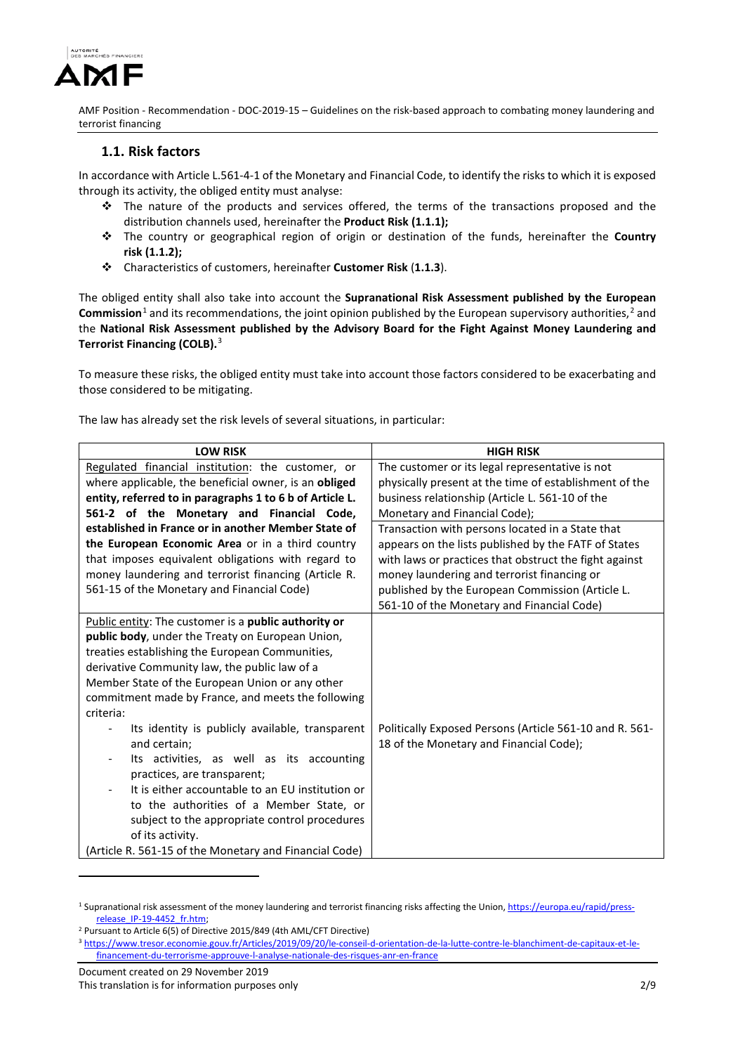## 1.1. Risk factors

In accordance with Article L.561-4-1 of the Monetary and Financial Code, to identify the risks to which it is exposed through its activity, the obliged entity must analyse:

- The nature of the products and services offered, the terms of the transactions proposed and the distribution channels used, hereinafter the **Product Risk (1.1.1);**
- The country or geographical region of origin or destination of the funds, hereinafter the **Country risk (1.1.2);**
- Characteristics of customers, hereinafter **Customer Risk** (**1.1.3**).

The obliged entity shall also take into account the **Supranational Risk Assessment published by the European Commission**[1] and its recommendations, the joint opinion published by the European supervisory authorities,[2] and the **National Risk Assessment published by the Advisory Board for the Fight Against Money Laundering and Terrorist Financing (COLB).**[3]

To measure these risks, the obliged entity must take into account those factors considered to be exacerbating and those considered to be mitigating.

The law has already set the risk levels of several situations, in particular:

| LOW RISK | HIGH RISK |
|---|---|
| Regulated financial institution: the customer, or where applicable, the beneficial owner, is an **obliged entity, referred to in paragraphs 1 to 6 b of Article L. 561-2 of the Monetary and Financial Code, established in France or in another Member State of the European Economic Area** or in a third country that imposes equivalent obligations with regard to money laundering and terrorist financing (Article R. 561-15 of the Monetary and Financial Code) | The customer or its legal representative is not physically present at the time of establishment of the business relationship (Article L. 561-10 of the Monetary and Financial Code); <br> Transaction with persons located in a State that appears on the lists published by the FATF of States with laws or practices that obstruct the fight against money laundering and terrorist financing or published by the European Commission (Article L. 561-10 of the Monetary and Financial Code) |
| Public entity: The customer is a **public authority or public body**, under the Treaty on European Union, treaties establishing the European Communities, derivative Community law, the public law of a Member State of the European Union or any other commitment made by France, and meets the following criteria: <br> - Its identity is publicly available, transparent and certain; <br> - Its activities, as well as its accounting practices, are transparent; <br> - It is either accountable to an EU institution or to the authorities of a Member State, or subject to the appropriate control procedures of its activity. <br> (Article R. 561-15 of the Monetary and Financial Code) | Politically Exposed Persons (Article 561-10 and R. 561-18 of the Monetary and Financial Code); |

[1] Supranational risk assessment of the money laundering and terrorist financing risks affecting the Union, https://europa.eu/rapid/press-release_IP-19-4452_fr.htm;

[2] Pursuant to Article 6(5) of Directive 2015/849 (4th AML/CFT Directive)

[3] https://www.tresor.economie.gouv.fr/Articles/2019/09/20/le-conseil-d-orientation-de-la-lutte-contre-le-blanchiment-de-capitaux-et-le-financement-du-terrorisme-approuve-l-analyse-nationale-des-risques-anr-en-france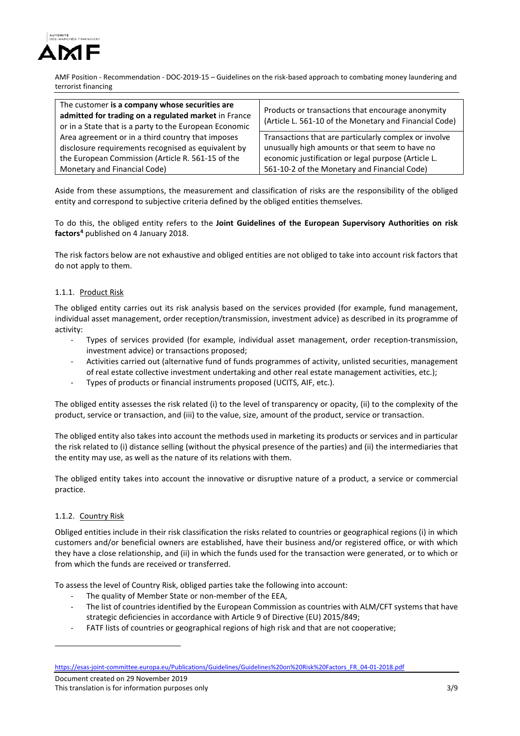| The customer **is a company whose securities are admitted for trading on a regulated market** in France or in a State that is a party to the European Economic Area agreement or in a third country that imposes disclosure requirements recognised as equivalent by the European Commission (Article R. 561-15 of the Monetary and Financial Code) | Products or transactions that encourage anonymity (Article L. 561-10 of the Monetary and Financial Code) |
|---|---|
| | Transactions that are particularly complex or involve unusually high amounts or that seem to have no economic justification or legal purpose (Article L. 561-10-2 of the Monetary and Financial Code) |

Aside from these assumptions, the measurement and classification of risks are the responsibility of the obliged entity and correspond to subjective criteria defined by the obliged entities themselves.

To do this, the obliged entity refers to the **Joint Guidelines of the European Supervisory Authorities on risk factors**[4] published on 4 January 2018.

The risk factors below are not exhaustive and obliged entities are not obliged to take into account risk factors that do not apply to them.

#### 1.1.1. Product Risk

The obliged entity carries out its risk analysis based on the services provided (for example, fund management, individual asset management, order reception/transmission, investment advice) as described in its programme of activity:

- Types of services provided (for example, individual asset management, order reception-transmission, investment advice) or transactions proposed;
- Activities carried out (alternative fund of funds programmes of activity, unlisted securities, management of real estate collective investment undertaking and other real estate management activities, etc.);
- Types of products or financial instruments proposed (UCITS, AIF, etc.).

The obliged entity assesses the risk related (i) to the level of transparency or opacity, (ii) to the complexity of the product, service or transaction, and (iii) to the value, size, amount of the product, service or transaction.

The obliged entity also takes into account the methods used in marketing its products or services and in particular the risk related to (i) distance selling (without the physical presence of the parties) and (ii) the intermediaries that the entity may use, as well as the nature of its relations with them.

The obliged entity takes into account the innovative or disruptive nature of a product, a service or commercial practice.

#### 1.1.2. Country Risk

Obliged entities include in their risk classification the risks related to countries or geographical regions (i) in which customers and/or beneficial owners are established, have their business and/or registered office, or with which they have a close relationship, and (ii) in which the funds used for the transaction were generated, or to which or from which the funds are received or transferred.

To assess the level of Country Risk, obliged parties take the following into account:

- The quality of Member State or non-member of the EEA,
- The list of countries identified by the European Commission as countries with ALM/CFT systems that have strategic deficiencies in accordance with Article 9 of Directive (EU) 2015/849;
- FATF lists of countries or geographical regions of high risk and that are not cooperative;

[4] https://esas-joint-committee.europa.eu/Publications/Guidelines/Guidelines%20on%20Risk%20Factors_FR_04-01-2018.pdf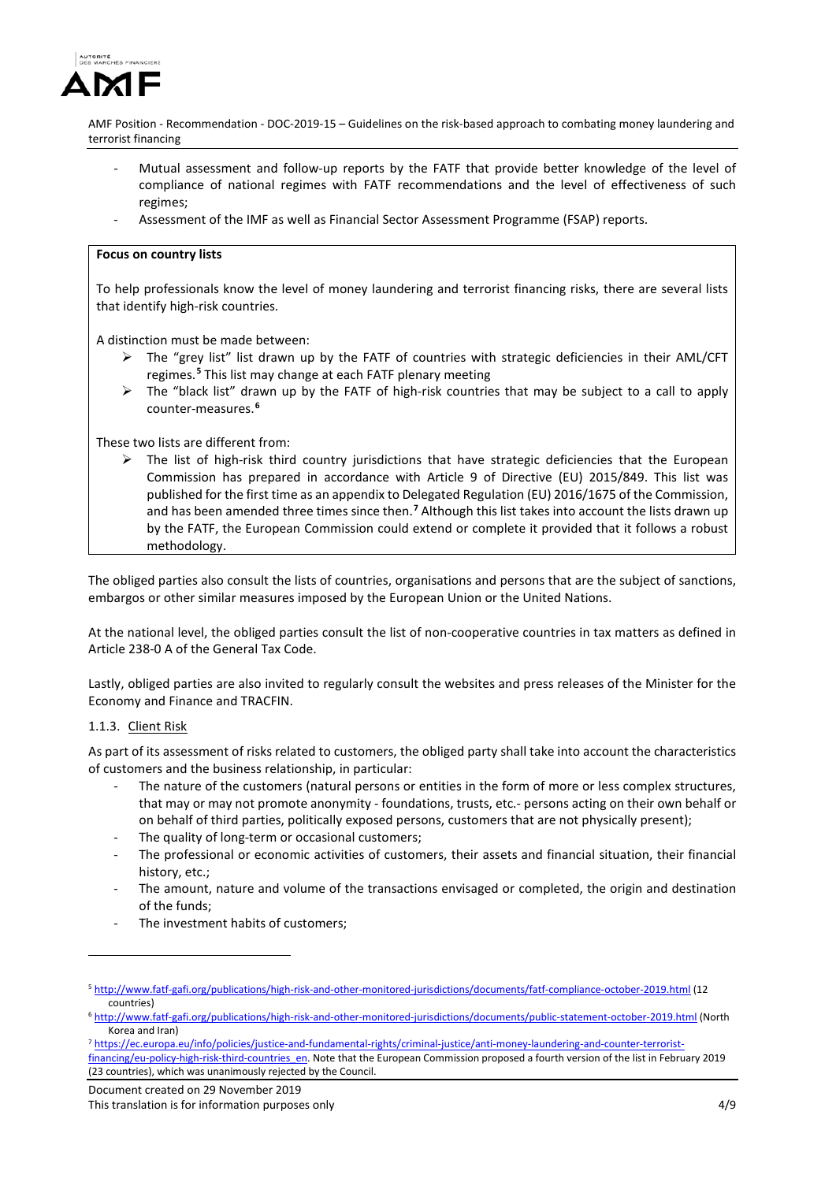- Mutual assessment and follow-up reports by the FATF that provide better knowledge of the level of compliance of national regimes with FATF recommendations and the level of effectiveness of such regimes;
- Assessment of the IMF as well as Financial Sector Assessment Programme (FSAP) reports.

> **Focus on country lists**
>
> To help professionals know the level of money laundering and terrorist financing risks, there are several lists that identify high-risk countries.
>
> A distinction must be made between:
>
> - The "grey list" drawn up by the FATF of countries with strategic deficiencies in their AML/CFT regimes.[5] This list may change at each FATF plenary meeting
> - The "black list" drawn up by the FATF of high-risk countries that may be subject to a call to apply counter-measures.[6]
>
> These two lists are different from:
>
> - The list of high-risk third country jurisdictions that have strategic deficiencies that the European Commission has prepared in accordance with Article 9 of Directive (EU) 2015/849. This list was published for the first time as an appendix to Delegated Regulation (EU) 2016/1675 of the Commission, and has been amended three times since then.[7] Although this list takes into account the lists drawn up by the FATF, the European Commission could extend or complete it provided that it follows a robust methodology.

The obliged parties also consult the lists of countries, organisations and persons that are the subject of sanctions, embargos or other similar measures imposed by the European Union or the United Nations.

At the national level, the obliged parties consult the list of non-cooperative countries in tax matters as defined in Article 238-0 A of the General Tax Code.

Lastly, obliged parties are also invited to regularly consult the websites and press releases of the Minister for the Economy and Finance and TRACFIN.

### 1.1.3. Client Risk

As part of its assessment of risks related to customers, the obliged party shall take into account the characteristics of customers and the business relationship, in particular:

- The nature of the customers (natural persons or entities in the form of more or less complex structures, that may or may not promote anonymity - foundations, trusts, etc.- persons acting on their own behalf or on behalf of third parties, politically exposed persons, customers that are not physically present);
- The quality of long-term or occasional customers;
- The professional or economic activities of customers, their assets and financial situation, their financial history, etc.;
- The amount, nature and volume of the transactions envisaged or completed, the origin and destination of the funds;
- The investment habits of customers;

---

[5] http://www.fatf-gafi.org/publications/high-risk-and-other-monitored-jurisdictions/documents/fatf-compliance-october-2019.html (12 countries)

[6] http://www.fatf-gafi.org/publications/high-risk-and-other-monitored-jurisdictions/documents/public-statement-october-2019.html (North Korea and Iran)

[7] https://ec.europa.eu/info/policies/justice-and-fundamental-rights/criminal-justice/anti-money-laundering-and-counter-terrorist-financing/eu-policy-high-risk-third-countries_en. Note that the European Commission proposed a fourth version of the list in February 2019 (23 countries), which was unanimously rejected by the Council.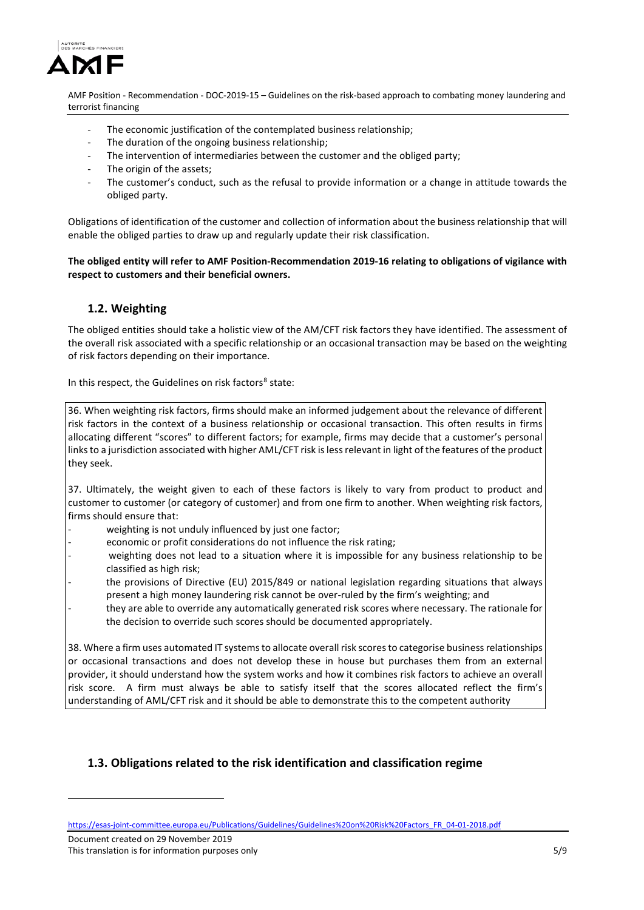- The economic justification of the contemplated business relationship;
- The duration of the ongoing business relationship;
- The intervention of intermediaries between the customer and the obliged party;
- The origin of the assets;
- The customer's conduct, such as the refusal to provide information or a change in attitude towards the obliged party.

Obligations of identification of the customer and collection of information about the business relationship that will enable the obliged parties to draw up and regularly update their risk classification.

**The obliged entity will refer to AMF Position-Recommendation 2019-16 relating to obligations of vigilance with respect to customers and their beneficial owners.**

## 1.2. Weighting

The obliged entities should take a holistic view of the AM/CFT risk factors they have identified. The assessment of the overall risk associated with a specific relationship or an occasional transaction may be based on the weighting of risk factors depending on their importance.

In this respect, the Guidelines on risk factors[8] state:

> 36. When weighting risk factors, firms should make an informed judgement about the relevance of different risk factors in the context of a business relationship or occasional transaction. This often results in firms allocating different "scores" to different factors; for example, firms may decide that a customer's personal links to a jurisdiction associated with higher AML/CFT risk is less relevant in light of the features of the product they seek.
>
> 37. Ultimately, the weight given to each of these factors is likely to vary from product to product and customer to customer (or category of customer) and from one firm to another. When weighting risk factors, firms should ensure that:
>
> - weighting is not unduly influenced by just one factor;
> - economic or profit considerations do not influence the risk rating;
> - weighting does not lead to a situation where it is impossible for any business relationship to be classified as high risk;
> - the provisions of Directive (EU) 2015/849 or national legislation regarding situations that always present a high money laundering risk cannot be over-ruled by the firm's weighting; and
> - they are able to override any automatically generated risk scores where necessary. The rationale for the decision to override such scores should be documented appropriately.
>
> 38. Where a firm uses automated IT systems to allocate overall risk scores to categorise business relationships or occasional transactions and does not develop these in house but purchases them from an external provider, it should understand how the system works and how it combines risk factors to achieve an overall risk score. A firm must always be able to satisfy itself that the scores allocated reflect the firm's understanding of AML/CFT risk and it should be able to demonstrate this to the competent authority

## 1.3. Obligations related to the risk identification and classification regime

---

https://esas-joint-committee.europa.eu/Publications/Guidelines/Guidelines%20on%20Risk%20Factors_FR_04-01-2018.pdf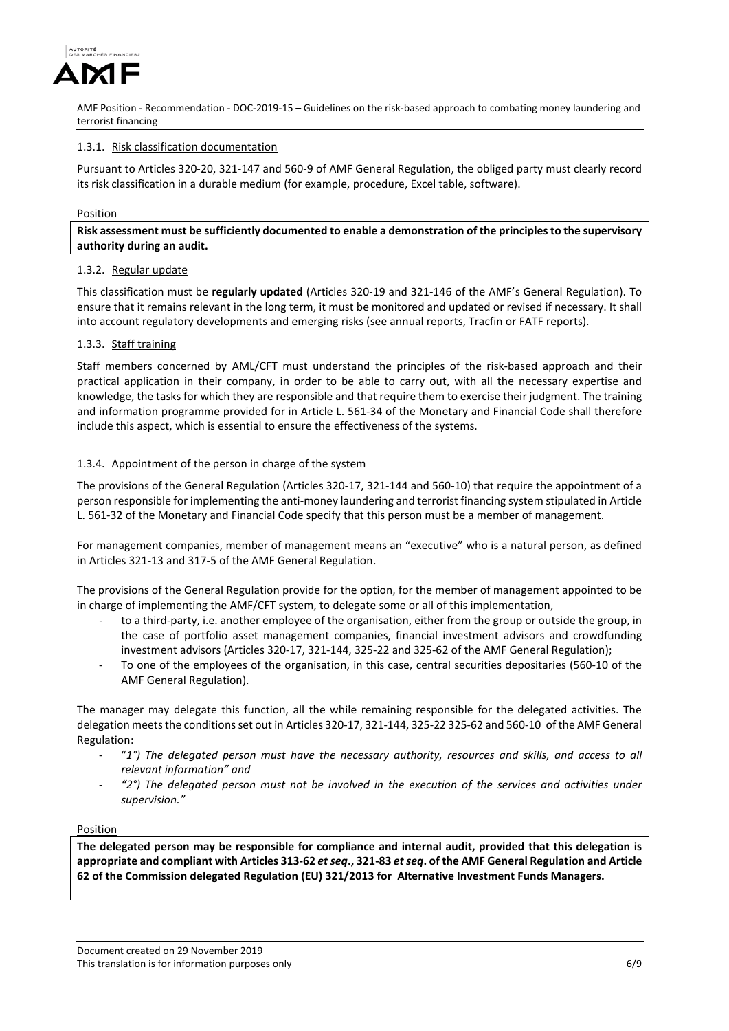#### 1.3.1. Risk classification documentation

Pursuant to Articles 320-20, 321-147 and 560-9 of AMF General Regulation, the obliged party must clearly record its risk classification in a durable medium (for example, procedure, Excel table, software).

Position

**Risk assessment must be sufficiently documented to enable a demonstration of the principles to the supervisory authority during an audit.**

#### 1.3.2. Regular update

This classification must be **regularly updated** (Articles 320-19 and 321-146 of the AMF's General Regulation). To ensure that it remains relevant in the long term, it must be monitored and updated or revised if necessary. It shall into account regulatory developments and emerging risks (see annual reports, Tracfin or FATF reports).

#### 1.3.3. Staff training

Staff members concerned by AML/CFT must understand the principles of the risk-based approach and their practical application in their company, in order to be able to carry out, with all the necessary expertise and knowledge, the tasks for which they are responsible and that require them to exercise their judgment. The training and information programme provided for in Article L. 561-34 of the Monetary and Financial Code shall therefore include this aspect, which is essential to ensure the effectiveness of the systems.

#### 1.3.4. Appointment of the person in charge of the system

The provisions of the General Regulation (Articles 320-17, 321-144 and 560-10) that require the appointment of a person responsible for implementing the anti-money laundering and terrorist financing system stipulated in Article L. 561-32 of the Monetary and Financial Code specify that this person must be a member of management.

For management companies, member of management means an "executive" who is a natural person, as defined in Articles 321-13 and 317-5 of the AMF General Regulation.

The provisions of the General Regulation provide for the option, for the member of management appointed to be in charge of implementing the AMF/CFT system, to delegate some or all of this implementation,

- to a third-party, i.e. another employee of the organisation, either from the group or outside the group, in the case of portfolio asset management companies, financial investment advisors and crowdfunding investment advisors (Articles 320-17, 321-144, 325-22 and 325-62 of the AMF General Regulation);
- To one of the employees of the organisation, in this case, central securities depositaries (560-10 of the AMF General Regulation).

The manager may delegate this function, all the while remaining responsible for the delegated activities. The delegation meets the conditions set out in Articles 320-17, 321-144, 325-22 325-62 and 560-10 of the AMF General Regulation:

- "*1°) The delegated person must have the necessary authority, resources and skills, and access to all relevant information" and*
- *"2°) The delegated person must not be involved in the execution of the services and activities under supervision."*

Position

**The delegated person may be responsible for compliance and internal audit, provided that this delegation is appropriate and compliant with Articles 313-62 *et seq*., 321-83 *et seq*. of the AMF General Regulation and Article 62 of the Commission delegated Regulation (EU) 321/2013 for Alternative Investment Funds Managers.**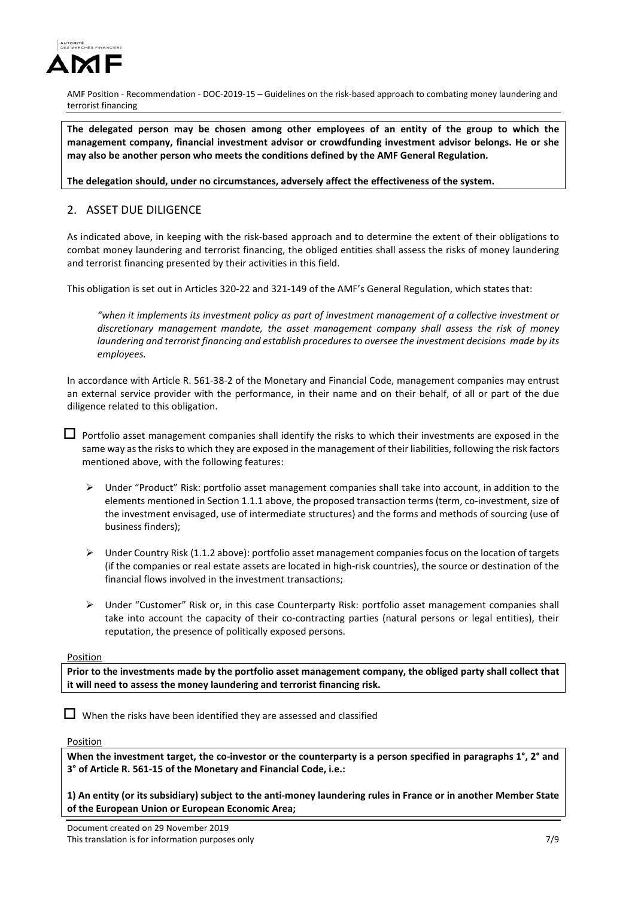**The delegated person may be chosen among other employees of an entity of the group to which the management company, financial investment advisor or crowdfunding investment advisor belongs. He or she may also be another person who meets the conditions defined by the AMF General Regulation.**

**The delegation should, under no circumstances, adversely affect the effectiveness of the system.**

## 2. ASSET DUE DILIGENCE

As indicated above, in keeping with the risk-based approach and to determine the extent of their obligations to combat money laundering and terrorist financing, the obliged entities shall assess the risks of money laundering and terrorist financing presented by their activities in this field.

This obligation is set out in Articles 320-22 and 321-149 of the AMF's General Regulation, which states that:

> *"when it implements its investment policy as part of investment management of a collective investment or discretionary management mandate, the asset management company shall assess the risk of money laundering and terrorist financing and establish procedures to oversee the investment decisions made by its employees.*

In accordance with Article R. 561-38-2 of the Monetary and Financial Code, management companies may entrust an external service provider with the performance, in their name and on their behalf, of all or part of the due diligence related to this obligation.

- ☐ Portfolio asset management companies shall identify the risks to which their investments are exposed in the same way as the risks to which they are exposed in the management of their liabilities, following the risk factors mentioned above, with the following features:
  - Under "Product" Risk: portfolio asset management companies shall take into account, in addition to the elements mentioned in Section 1.1.1 above, the proposed transaction terms (term, co-investment, size of the investment envisaged, use of intermediate structures) and the forms and methods of sourcing (use of business finders);
  - Under Country Risk (1.1.2 above): portfolio asset management companies focus on the location of targets (if the companies or real estate assets are located in high-risk countries), the source or destination of the financial flows involved in the investment transactions;
  - Under "Customer" Risk or, in this case Counterparty Risk: portfolio asset management companies shall take into account the capacity of their co-contracting parties (natural persons or legal entities), their reputation, the presence of politically exposed persons.

Position

**Prior to the investments made by the portfolio asset management company, the obliged party shall collect that it will need to assess the money laundering and terrorist financing risk.**

- ☐ When the risks have been identified they are assessed and classified

Position

**When the investment target, the co-investor or the counterparty is a person specified in paragraphs 1°, 2° and 3° of Article R. 561-15 of the Monetary and Financial Code, i.e.:**

**1) An entity (or its subsidiary) subject to the anti-money laundering rules in France or in another Member State of the European Union or European Economic Area;**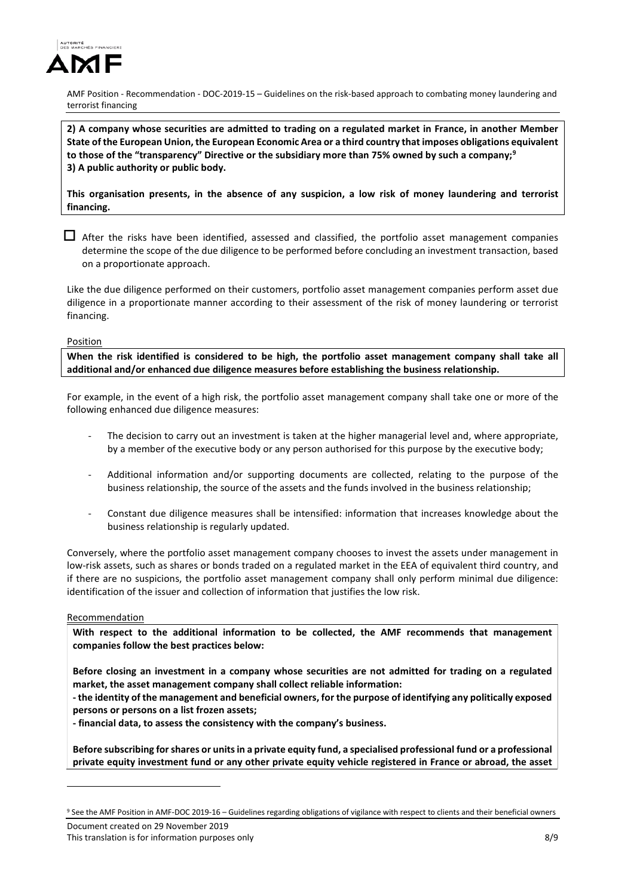**2) A company whose securities are admitted to trading on a regulated market in France, in another Member State of the European Union, the European Economic Area or a third country that imposes obligations equivalent to those of the "transparency" Directive or the subsidiary more than 75% owned by such a company;[9]**
**3) A public authority or public body.**

**This organisation presents, in the absence of any suspicion, a low risk of money laundering and terrorist financing.**

☐ After the risks have been identified, assessed and classified, the portfolio asset management companies determine the scope of the due diligence to be performed before concluding an investment transaction, based on a proportionate approach.

Like the due diligence performed on their customers, portfolio asset management companies perform asset due diligence in a proportionate manner according to their assessment of the risk of money laundering or terrorist financing.

Position

**When the risk identified is considered to be high, the portfolio asset management company shall take all additional and/or enhanced due diligence measures before establishing the business relationship.**

For example, in the event of a high risk, the portfolio asset management company shall take one or more of the following enhanced due diligence measures:

- The decision to carry out an investment is taken at the higher managerial level and, where appropriate, by a member of the executive body or any person authorised for this purpose by the executive body;
- Additional information and/or supporting documents are collected, relating to the purpose of the business relationship, the source of the assets and the funds involved in the business relationship;
- Constant due diligence measures shall be intensified: information that increases knowledge about the business relationship is regularly updated.

Conversely, where the portfolio asset management company chooses to invest the assets under management in low-risk assets, such as shares or bonds traded on a regulated market in the EEA of equivalent third country, and if there are no suspicions, the portfolio asset management company shall only perform minimal due diligence: identification of the issuer and collection of information that justifies the low risk.

Recommendation

**With respect to the additional information to be collected, the AMF recommends that management companies follow the best practices below:**

**Before closing an investment in a company whose securities are not admitted for trading on a regulated market, the asset management company shall collect reliable information:**
**- the identity of the management and beneficial owners, for the purpose of identifying any politically exposed persons or persons on a list frozen assets;**
**- financial data, to assess the consistency with the company's business.**

**Before subscribing for shares or units in a private equity fund, a specialised professional fund or a professional private equity investment fund or any other private equity vehicle registered in France or abroad, the asset**

[9] See the AMF Position in AMF-DOC 2019-16 – Guidelines regarding obligations of vigilance with respect to clients and their beneficial owners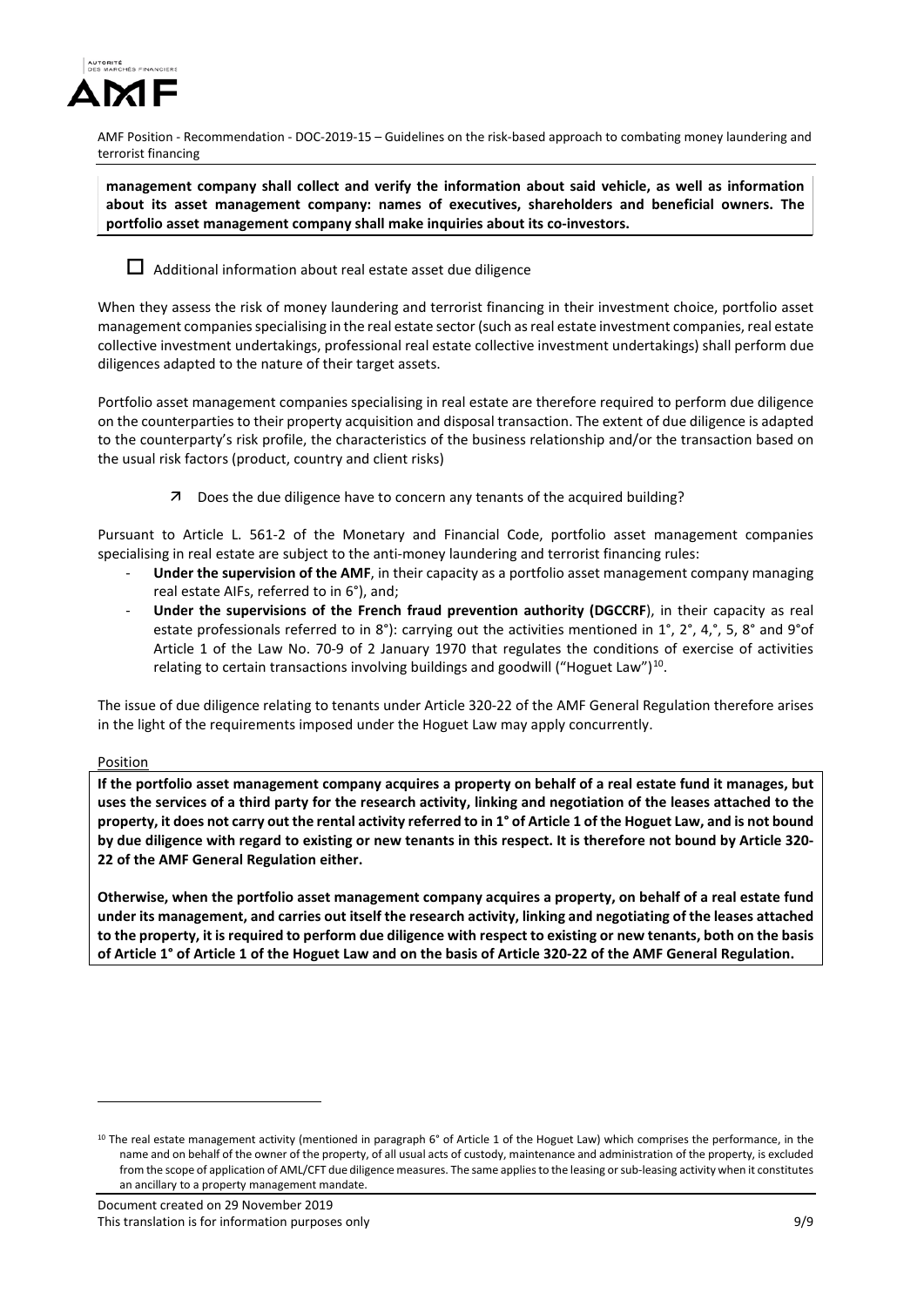**management company shall collect and verify the information about said vehicle, as well as information about its asset management company: names of executives, shareholders and beneficial owners. The portfolio asset management company shall make inquiries about its co-investors.**

☐ Additional information about real estate asset due diligence

When they assess the risk of money laundering and terrorist financing in their investment choice, portfolio asset management companies specialising in the real estate sector (such as real estate investment companies, real estate collective investment undertakings, professional real estate collective investment undertakings) shall perform due diligences adapted to the nature of their target assets.

Portfolio asset management companies specialising in real estate are therefore required to perform due diligence on the counterparties to their property acquisition and disposal transaction. The extent of due diligence is adapted to the counterparty's risk profile, the characteristics of the business relationship and/or the transaction based on the usual risk factors (product, country and client risks)

↗ Does the due diligence have to concern any tenants of the acquired building?

Pursuant to Article L. 561-2 of the Monetary and Financial Code, portfolio asset management companies specialising in real estate are subject to the anti-money laundering and terrorist financing rules:

- **Under the supervision of the AMF**, in their capacity as a portfolio asset management company managing real estate AIFs, referred to in 6°), and;
- **Under the supervisions of the French fraud prevention authority (DGCCRF**), in their capacity as real estate professionals referred to in 8°): carrying out the activities mentioned in 1°, 2°, 4,°, 5, 8° and 9°of Article 1 of the Law No. 70-9 of 2 January 1970 that regulates the conditions of exercise of activities relating to certain transactions involving buildings and goodwill ("Hoguet Law")[10].

The issue of due diligence relating to tenants under Article 320-22 of the AMF General Regulation therefore arises in the light of the requirements imposed under the Hoguet Law may apply concurrently.

Position

**If the portfolio asset management company acquires a property on behalf of a real estate fund it manages, but uses the services of a third party for the research activity, linking and negotiation of the leases attached to the property, it does not carry out the rental activity referred to in 1° of Article 1 of the Hoguet Law, and is not bound by due diligence with regard to existing or new tenants in this respect. It is therefore not bound by Article 320-22 of the AMF General Regulation either.**

**Otherwise, when the portfolio asset management company acquires a property, on behalf of a real estate fund under its management, and carries out itself the research activity, linking and negotiating of the leases attached to the property, it is required to perform due diligence with respect to existing or new tenants, both on the basis of Article 1° of Article 1 of the Hoguet Law and on the basis of Article 320-22 of the AMF General Regulation.**

---

[10] The real estate management activity (mentioned in paragraph 6° of Article 1 of the Hoguet Law) which comprises the performance, in the name and on behalf of the owner of the property, of all usual acts of custody, maintenance and administration of the property, is excluded from the scope of application of AML/CFT due diligence measures. The same applies to the leasing or sub-leasing activity when it constitutes an ancillary to a property management mandate.